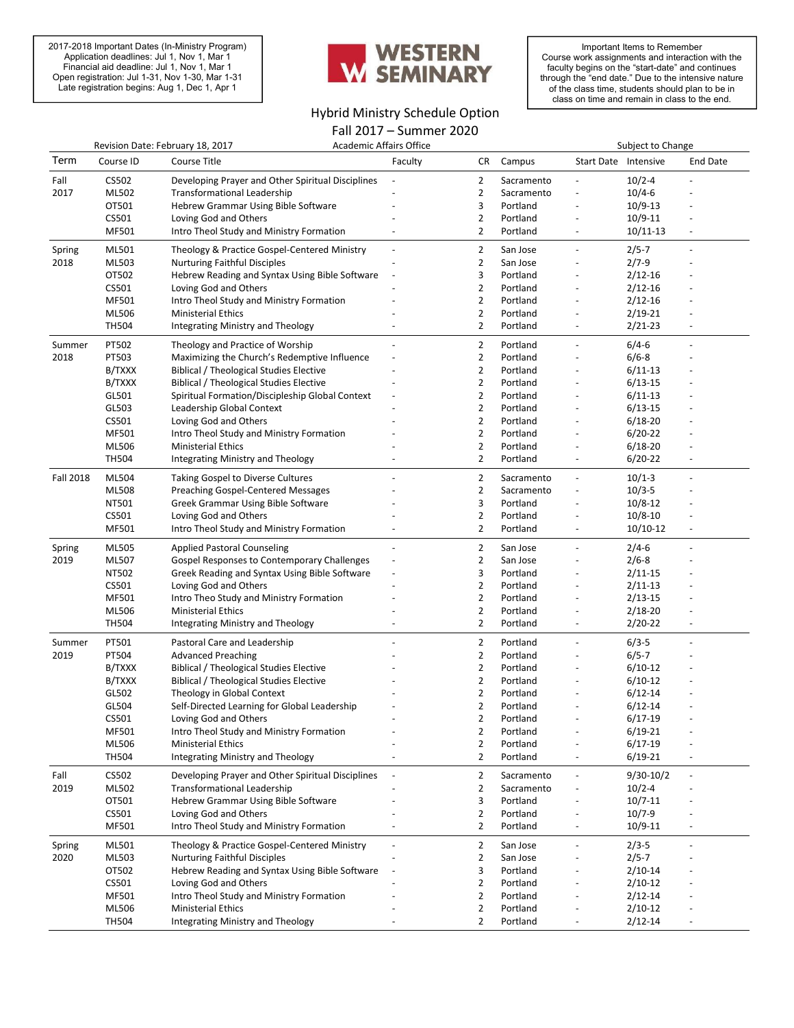2017-2018 Important Dates (In-Ministry Program)
Application deadlines: Jul 1, Nov 1, Mar 1
Financial aid deadline: Jul 1, Nov 1, Mar 1
Open registration: Jul 1-31, Nov 1-30, Mar 1-31
Late registration begins: Aug 1, Dec 1, Apr 1

**WESTERN SEMINARY**

Important Items to Remember
Course work assignments and interaction with the faculty begins on the "start-date" and continues through the "end date." Due to the intensive nature of the class time, students should plan to be in class on time and remain in class to the end.

# Hybrid Ministry Schedule Option

## Fall 2017 – Summer 2020

Revision Date: February 18, 2017 | Academic Affairs Office | Subject to Change

| Term | Course ID | Course Title | Faculty | CR | Campus | Start Date | Intensive | End Date |
|---|---|---|---|---|---|---|---|---|
| Fall 2017 | CS502 | Developing Prayer and Other Spiritual Disciplines | - | 2 | Sacramento | - | 10/2-4 | - |
| | ML502 | Transformational Leadership | - | 2 | Sacramento | - | 10/4-6 | - |
| | OT501 | Hebrew Grammar Using Bible Software | - | 3 | Portland | - | 10/9-13 | - |
| | CS501 | Loving God and Others | - | 2 | Portland | - | 10/9-11 | - |
| | MF501 | Intro Theol Study and Ministry Formation | - | 2 | Portland | - | 10/11-13 | - |
| Spring 2018 | ML501 | Theology & Practice Gospel-Centered Ministry | - | 2 | San Jose | - | 2/5-7 | - |
| | ML503 | Nurturing Faithful Disciples | - | 2 | San Jose | - | 2/7-9 | - |
| | OT502 | Hebrew Reading and Syntax Using Bible Software | - | 3 | Portland | - | 2/12-16 | - |
| | CS501 | Loving God and Others | - | 2 | Portland | - | 2/12-16 | - |
| | MF501 | Intro Theol Study and Ministry Formation | - | 2 | Portland | - | 2/12-16 | - |
| | ML506 | Ministerial Ethics | - | 2 | Portland | - | 2/19-21 | - |
| | TH504 | Integrating Ministry and Theology | - | 2 | Portland | - | 2/21-23 | - |
| Summer 2018 | PT502 | Theology and Practice of Worship | - | 2 | Portland | - | 6/4-6 | - |
| | PT503 | Maximizing the Church's Redemptive Influence | - | 2 | Portland | - | 6/6-8 | - |
| | B/TXXX | Biblical / Theological Studies Elective | - | 2 | Portland | - | 6/11-13 | - |
| | B/TXXX | Biblical / Theological Studies Elective | - | 2 | Portland | - | 6/13-15 | - |
| | GL501 | Spiritual Formation/Discipleship Global Context | - | 2 | Portland | - | 6/11-13 | - |
| | GL503 | Leadership Global Context | - | 2 | Portland | - | 6/13-15 | - |
| | CS501 | Loving God and Others | - | 2 | Portland | - | 6/18-20 | - |
| | MF501 | Intro Theol Study and Ministry Formation | - | 2 | Portland | - | 6/20-22 | - |
| | ML506 | Ministerial Ethics | - | 2 | Portland | - | 6/18-20 | - |
| | TH504 | Integrating Ministry and Theology | - | 2 | Portland | - | 6/20-22 | - |
| Fall 2018 | ML504 | Taking Gospel to Diverse Cultures | - | 2 | Sacramento | - | 10/1-3 | - |
| | ML508 | Preaching Gospel-Centered Messages | - | 2 | Sacramento | - | 10/3-5 | - |
| | NT501 | Greek Grammar Using Bible Software | - | 3 | Portland | - | 10/8-12 | - |
| | CS501 | Loving God and Others | - | 2 | Portland | - | 10/8-10 | - |
| | MF501 | Intro Theol Study and Ministry Formation | - | 2 | Portland | - | 10/10-12 | - |
| Spring 2019 | ML505 | Applied Pastoral Counseling | - | 2 | San Jose | - | 2/4-6 | - |
| | ML507 | Gospel Responses to Contemporary Challenges | - | 2 | San Jose | - | 2/6-8 | - |
| | NT502 | Greek Reading and Syntax Using Bible Software | - | 3 | Portland | - | 2/11-15 | - |
| | CS501 | Loving God and Others | - | 2 | Portland | - | 2/11-13 | - |
| | MF501 | Intro Theo Study and Ministry Formation | - | 2 | Portland | - | 2/13-15 | - |
| | ML506 | Ministerial Ethics | - | 2 | Portland | - | 2/18-20 | - |
| | TH504 | Integrating Ministry and Theology | - | 2 | Portland | - | 2/20-22 | - |
| Summer 2019 | PT501 | Pastoral Care and Leadership | - | 2 | Portland | - | 6/3-5 | - |
| | PT504 | Advanced Preaching | - | 2 | Portland | - | 6/5-7 | - |
| | B/TXXX | Biblical / Theological Studies Elective | - | 2 | Portland | - | 6/10-12 | - |
| | B/TXXX | Biblical / Theological Studies Elective | - | 2 | Portland | - | 6/10-12 | - |
| | GL502 | Theology in Global Context | - | 2 | Portland | - | 6/12-14 | - |
| | GL504 | Self-Directed Learning for Global Leadership | - | 2 | Portland | - | 6/12-14 | - |
| | CS501 | Loving God and Others | - | 2 | Portland | - | 6/17-19 | - |
| | MF501 | Intro Theol Study and Ministry Formation | - | 2 | Portland | - | 6/19-21 | - |
| | ML506 | Ministerial Ethics | - | 2 | Portland | - | 6/17-19 | - |
| | TH504 | Integrating Ministry and Theology | - | 2 | Portland | - | 6/19-21 | - |
| Fall 2019 | CS502 | Developing Prayer and Other Spiritual Disciplines | - | 2 | Sacramento | - | 9/30-10/2 | - |
| | ML502 | Transformational Leadership | - | 2 | Sacramento | - | 10/2-4 | - |
| | OT501 | Hebrew Grammar Using Bible Software | - | 3 | Portland | - | 10/7-11 | - |
| | CS501 | Loving God and Others | - | 2 | Portland | - | 10/7-9 | - |
| | MF501 | Intro Theol Study and Ministry Formation | - | 2 | Portland | - | 10/9-11 | - |
| Spring 2020 | ML501 | Theology & Practice Gospel-Centered Ministry | - | 2 | San Jose | - | 2/3-5 | - |
| | ML503 | Nurturing Faithful Disciples | - | 2 | San Jose | - | 2/5-7 | - |
| | OT502 | Hebrew Reading and Syntax Using Bible Software | - | 3 | Portland | - | 2/10-14 | - |
| | CS501 | Loving God and Others | - | 2 | Portland | - | 2/10-12 | - |
| | MF501 | Intro Theol Study and Ministry Formation | - | 2 | Portland | - | 2/12-14 | - |
| | ML506 | Ministerial Ethics | - | 2 | Portland | - | 2/10-12 | - |
| | TH504 | Integrating Ministry and Theology | - | 2 | Portland | - | 2/12-14 | - |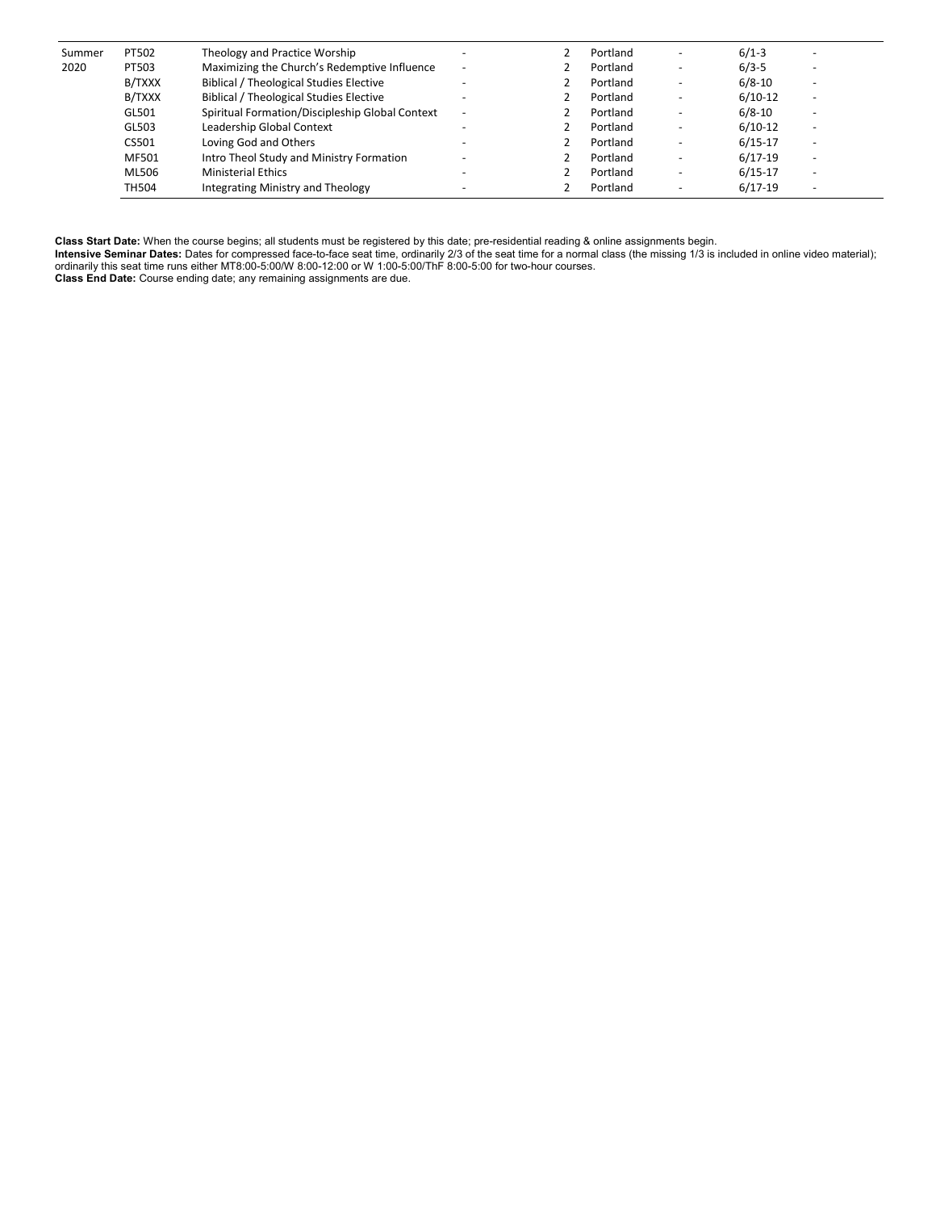| | | | | | | | | |
|---|---|---|---|---|---|---|---|---|
| Summer 2020 | PT502 | Theology and Practice Worship | - | 2 | Portland | - | 6/1-3 | - |
| | PT503 | Maximizing the Church's Redemptive Influence | - | 2 | Portland | - | 6/3-5 | - |
| | B/TXXX | Biblical / Theological Studies Elective | - | 2 | Portland | - | 6/8-10 | - |
| | B/TXXX | Biblical / Theological Studies Elective | - | 2 | Portland | - | 6/10-12 | - |
| | GL501 | Spiritual Formation/Discipleship Global Context | - | 2 | Portland | - | 6/8-10 | - |
| | GL503 | Leadership Global Context | - | 2 | Portland | - | 6/10-12 | - |
| | CS501 | Loving God and Others | - | 2 | Portland | - | 6/15-17 | - |
| | MF501 | Intro Theol Study and Ministry Formation | - | 2 | Portland | - | 6/17-19 | - |
| | ML506 | Ministerial Ethics | - | 2 | Portland | - | 6/15-17 | - |
| | TH504 | Integrating Ministry and Theology | - | 2 | Portland | - | 6/17-19 | - |

**Class Start Date:** When the course begins; all students must be registered by this date; pre-residential reading & online assignments begin.
**Intensive Seminar Dates:** Dates for compressed face-to-face seat time, ordinarily 2/3 of the seat time for a normal class (the missing 1/3 is included in online video material); ordinarily this seat time runs either MT8:00-5:00/W 8:00-12:00 or W 1:00-5:00/ThF 8:00-5:00 for two-hour courses.
**Class End Date:** Course ending date; any remaining assignments are due.